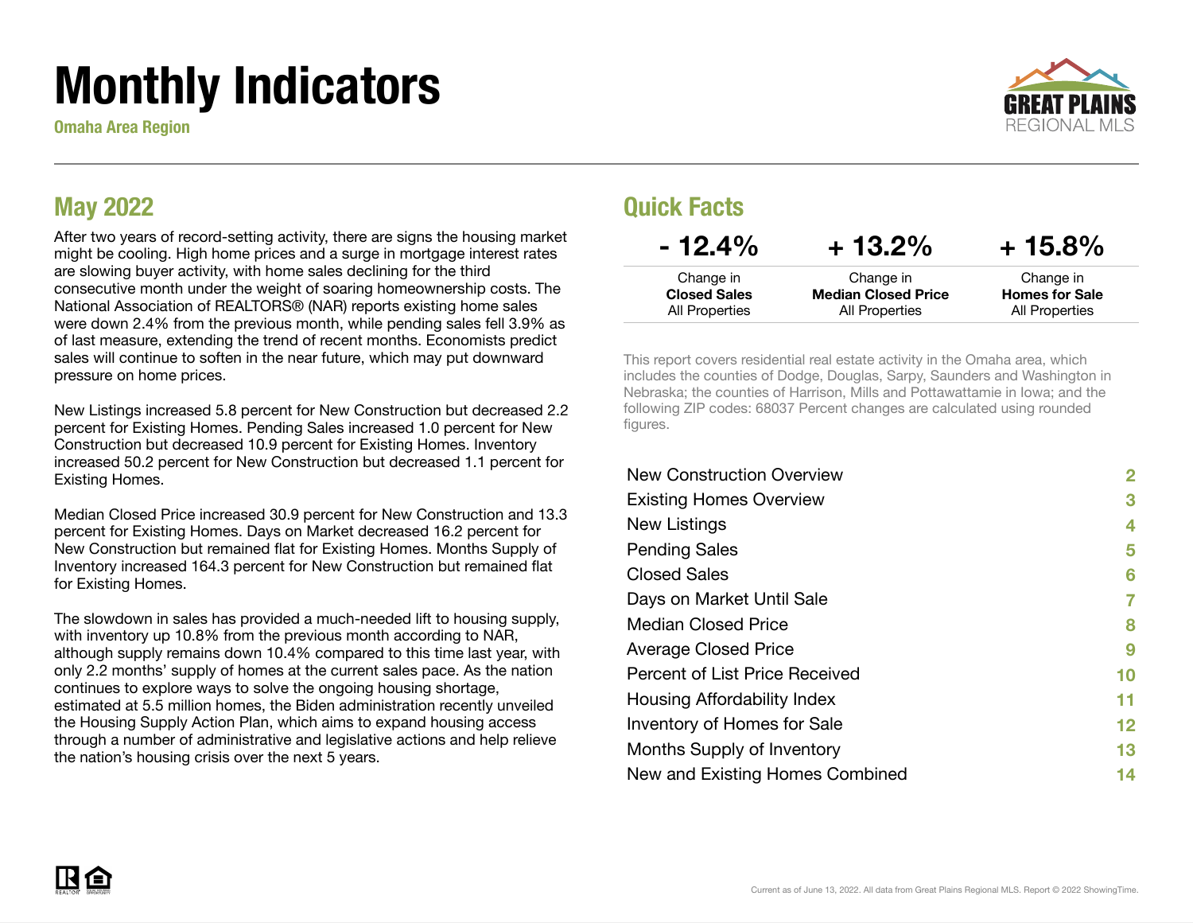# Monthly Indicators

**Omaha Area Region**

## May 2022

After two years of record-setting activity, there are signs the housing market might be cooling. High home prices and a surge in mortgage interest rates are slowing buyer activity, with home sales declining for the third consecutive month under the weight of soaring homeownership costs. The National Association of REALTORS® (NAR) reports existing home sales were down 2.4% from the previous month, while pending sales fell 3.9% as of last measure, extending the trend of recent months. Economists predict sales will continue to soften in the near future, which may put downward pressure on home prices.

New Listings increased 5.8 percent for New Construction but decreased 2.2 percent for Existing Homes. Pending Sales increased 1.0 percent for New Construction but decreased 10.9 percent for Existing Homes. Inventory increased 50.2 percent for New Construction but decreased 1.1 percent for Existing Homes.

Median Closed Price increased 30.9 percent for New Construction and 13.3 percent for Existing Homes. Days on Market decreased 16.2 percent for New Construction but remained flat for Existing Homes. Months Supply of Inventory increased 164.3 percent for New Construction but remained flat for Existing Homes.

The slowdown in sales has provided a much-needed lift to housing supply, with inventory up 10.8% from the previous month according to NAR, although supply remains down 10.4% compared to this time last year, with only 2.2 months' supply of homes at the current sales pace. As the nation continues to explore ways to solve the ongoing housing shortage, estimated at 5.5 million homes, the Biden administration recently unveiled the Housing Supply Action Plan, which aims to expand housing access through a number of administrative and legislative actions and help relieve the nation's housing crisis over the next 5 years.

## Quick Facts

| - 12.4% | + 13.2% | + 15.8% |
|---|---|---|
| Change in **Closed Sales** All Properties | Change in **Median Closed Price** All Properties | Change in **Homes for Sale** All Properties |

This report covers residential real estate activity in the Omaha area, which includes the counties of Dodge, Douglas, Sarpy, Saunders and Washington in Nebraska; the counties of Harrison, Mills and Pottawattamie in Iowa; and the following ZIP codes: 68037 Percent changes are calculated using rounded figures.

| | |
|---|---|
| New Construction Overview | 2 |
| Existing Homes Overview | 3 |
| New Listings | 4 |
| Pending Sales | 5 |
| Closed Sales | 6 |
| Days on Market Until Sale | 7 |
| Median Closed Price | 8 |
| Average Closed Price | 9 |
| Percent of List Price Received | 10 |
| Housing Affordability Index | 11 |
| Inventory of Homes for Sale | 12 |
| Months Supply of Inventory | 13 |
| New and Existing Homes Combined | 14 |

Current as of June 13, 2022. All data from Great Plains Regional MLS. Report © 2022 ShowingTime.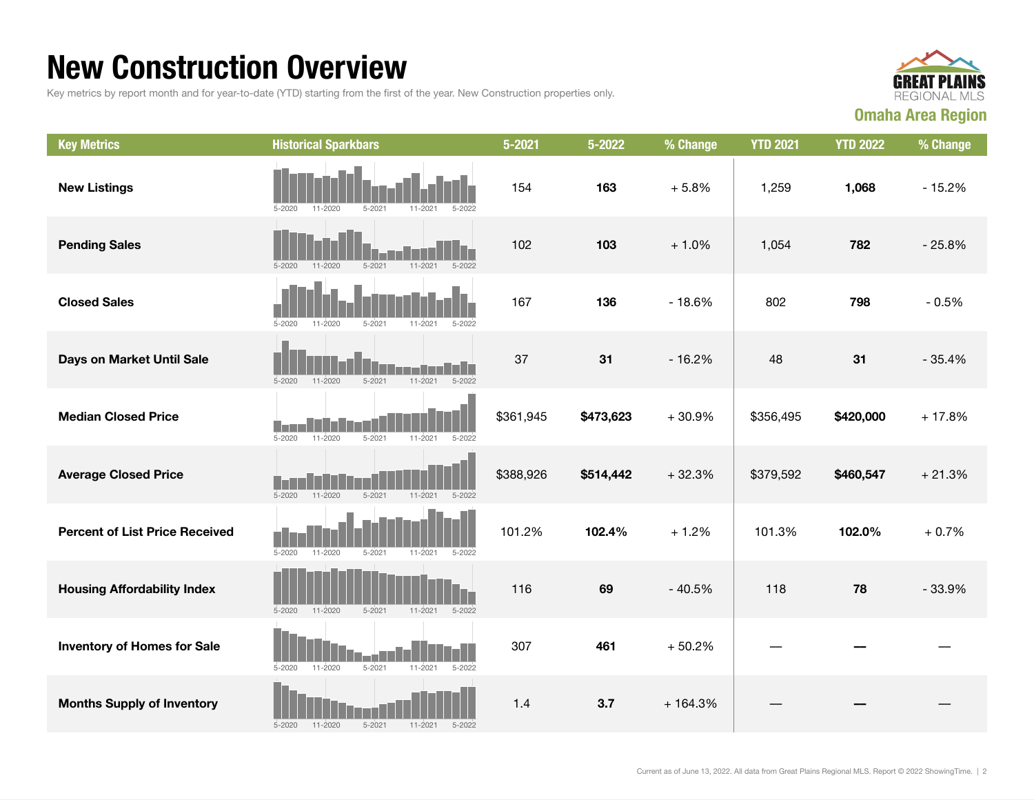# New Construction Overview

Key metrics by report month and for year-to-date (YTD) starting from the first of the year. New Construction properties only.

**Omaha Area Region**

| Key Metrics | Historical Sparkbars | 5-2021 | 5-2022 | % Change | YTD 2021 | YTD 2022 | % Change |
|---|---|---|---|---|---|---|---|
| **New Listings** | 5-2020 11-2020 5-2021 11-2021 5-2022 | 154 | **163** | + 5.8% | 1,259 | **1,068** | - 15.2% |
| **Pending Sales** | 5-2020 11-2020 5-2021 11-2021 5-2022 | 102 | **103** | + 1.0% | 1,054 | **782** | - 25.8% |
| **Closed Sales** | 5-2020 11-2020 5-2021 11-2021 5-2022 | 167 | **136** | - 18.6% | 802 | **798** | - 0.5% |
| **Days on Market Until Sale** | 5-2020 11-2020 5-2021 11-2021 5-2022 | 37 | **31** | - 16.2% | 48 | **31** | - 35.4% |
| **Median Closed Price** | 5-2020 11-2020 5-2021 11-2021 5-2022 | $361,945 | **$473,623** | + 30.9% | $356,495 | **$420,000** | + 17.8% |
| **Average Closed Price** | 5-2020 11-2020 5-2021 11-2021 5-2022 | $388,926 | **$514,442** | + 32.3% | $379,592 | **$460,547** | + 21.3% |
| **Percent of List Price Received** | 5-2020 11-2020 5-2021 11-2021 5-2022 | 101.2% | **102.4%** | + 1.2% | 101.3% | **102.0%** | + 0.7% |
| **Housing Affordability Index** | 5-2020 11-2020 5-2021 11-2021 5-2022 | 116 | **69** | - 40.5% | 118 | **78** | - 33.9% |
| **Inventory of Homes for Sale** | 5-2020 11-2020 5-2021 11-2021 5-2022 | 307 | **461** | + 50.2% | — | **—** | — |
| **Months Supply of Inventory** | 5-2020 11-2020 5-2021 11-2021 5-2022 | 1.4 | **3.7** | + 164.3% | — | **—** | — |

Current as of June 13, 2022. All data from Great Plains Regional MLS. Report © 2022 ShowingTime.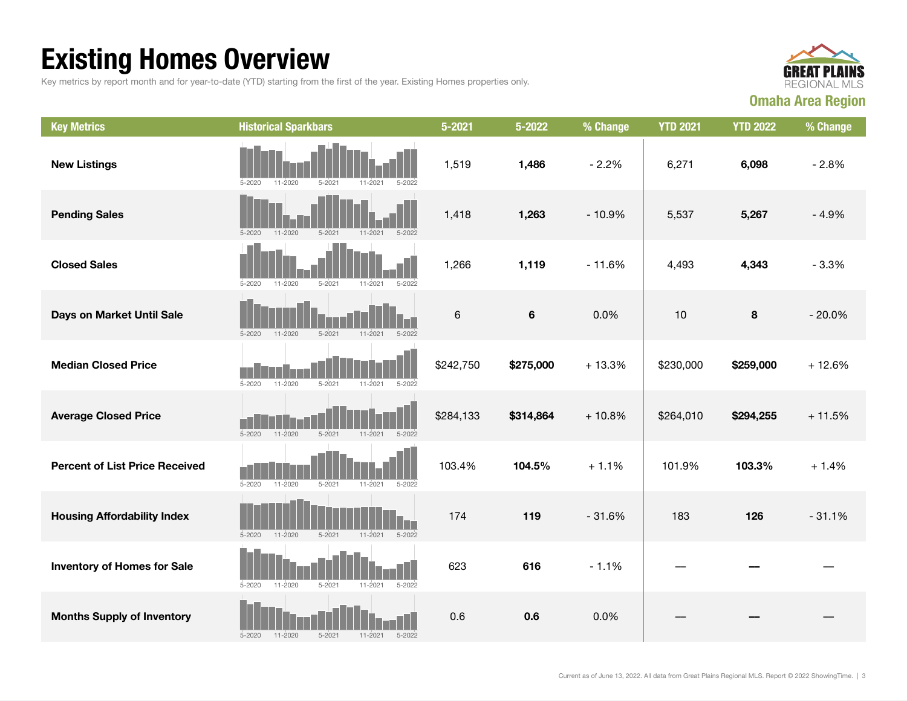# Existing Homes Overview

Key metrics by report month and for year-to-date (YTD) starting from the first of the year. Existing Homes properties only.

**Omaha Area Region**

| Key Metrics | Historical Sparkbars | 5-2021 | 5-2022 | % Change | YTD 2021 | YTD 2022 | % Change |
|---|---|---|---|---|---|---|---|
| **New Listings** | 5-2020 11-2020 5-2021 11-2021 5-2022 | 1,519 | **1,486** | - 2.2% | 6,271 | **6,098** | - 2.8% |
| **Pending Sales** | 5-2020 11-2020 5-2021 11-2021 5-2022 | 1,418 | **1,263** | - 10.9% | 5,537 | **5,267** | - 4.9% |
| **Closed Sales** | 5-2020 11-2020 5-2021 11-2021 5-2022 | 1,266 | **1,119** | - 11.6% | 4,493 | **4,343** | - 3.3% |
| **Days on Market Until Sale** | 5-2020 11-2020 5-2021 11-2021 5-2022 | 6 | **6** | 0.0% | 10 | **8** | - 20.0% |
| **Median Closed Price** | 5-2020 11-2020 5-2021 11-2021 5-2022 | $242,750 | **$275,000** | + 13.3% | $230,000 | **$259,000** | + 12.6% |
| **Average Closed Price** | 5-2020 11-2020 5-2021 11-2021 5-2022 | $284,133 | **$314,864** | + 10.8% | $264,010 | **$294,255** | + 11.5% |
| **Percent of List Price Received** | 5-2020 11-2020 5-2021 11-2021 5-2022 | 103.4% | **104.5%** | + 1.1% | 101.9% | **103.3%** | + 1.4% |
| **Housing Affordability Index** | 5-2020 11-2020 5-2021 11-2021 5-2022 | 174 | **119** | - 31.6% | 183 | **126** | - 31.1% |
| **Inventory of Homes for Sale** | 5-2020 11-2020 5-2021 11-2021 5-2022 | 623 | **616** | - 1.1% | — | **—** | — |
| **Months Supply of Inventory** | 5-2020 11-2020 5-2021 11-2021 5-2022 | 0.6 | **0.6** | 0.0% | — | **—** | — |

Current as of June 13, 2022. All data from Great Plains Regional MLS. Report © 2022 ShowingTime.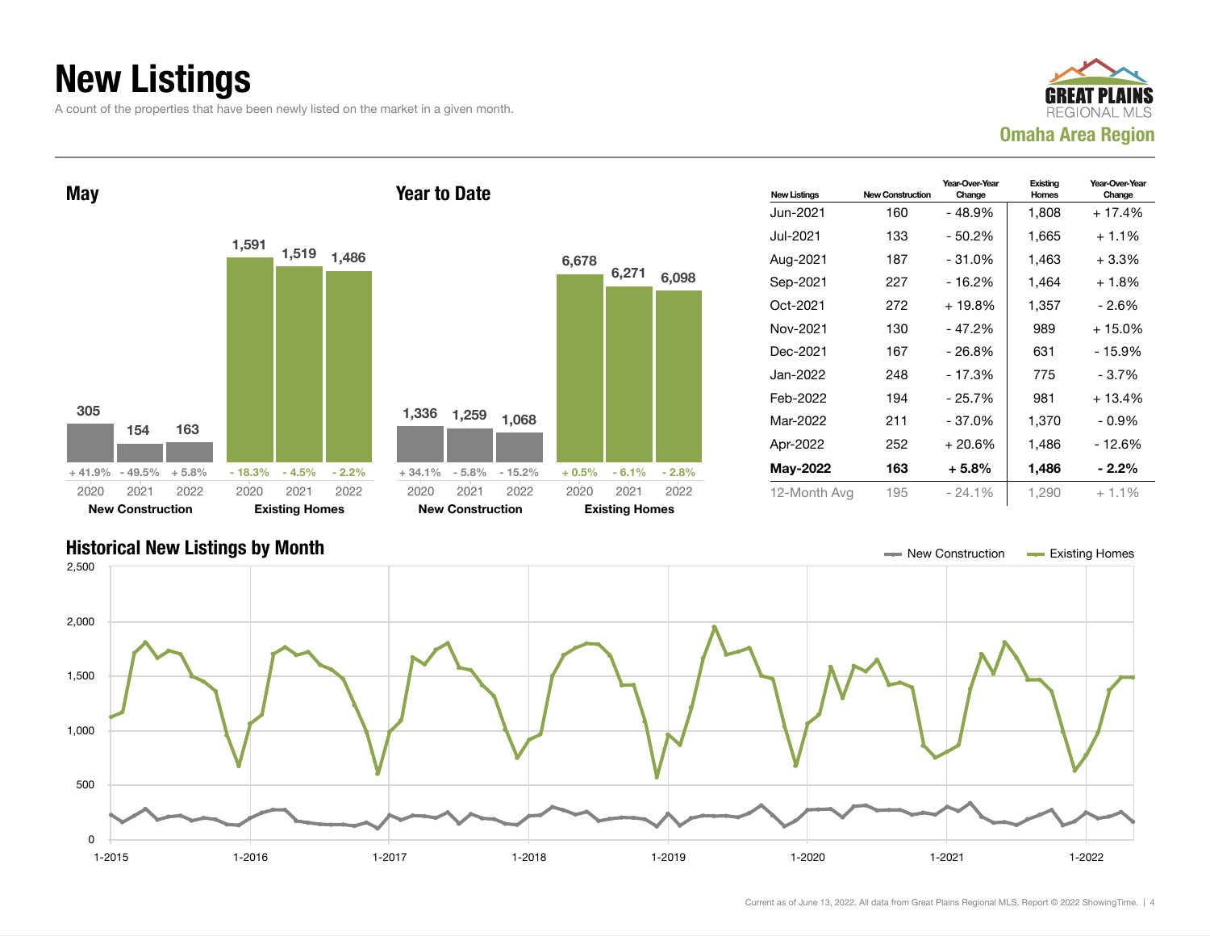# New Listings

A count of the properties that have been newly listed on the market in a given month.

GREAT PLAINS REGIONAL MLS

Omaha Area Region

## May

| | 2020 | 2021 | 2022 |
|---|---|---|---|
| New Construction | 305 | 154 | 163 |
| Year-Over-Year Change | + 41.9% | - 49.5% | + 5.8% |
| Existing Homes | 1,591 | 1,519 | 1,486 |
| Year-Over-Year Change | - 18.3% | - 4.5% | - 2.2% |

## Year to Date

| | 2020 | 2021 | 2022 |
|---|---|---|---|
| New Construction | 1,336 | 1,259 | 1,068 |
| Year-Over-Year Change | + 34.1% | - 5.8% | - 15.2% |
| Existing Homes | 6,678 | 6,271 | 6,098 |
| Year-Over-Year Change | + 0.5% | - 6.1% | - 2.8% |

| New Listings | New Construction | Year-Over-Year Change | Existing Homes | Year-Over-Year Change |
|---|---|---|---|---|
| Jun-2021 | 160 | - 48.9% | 1,808 | + 17.4% |
| Jul-2021 | 133 | - 50.2% | 1,665 | + 1.1% |
| Aug-2021 | 187 | - 31.0% | 1,463 | + 3.3% |
| Sep-2021 | 227 | - 16.2% | 1,464 | + 1.8% |
| Oct-2021 | 272 | + 19.8% | 1,357 | - 2.6% |
| Nov-2021 | 130 | - 47.2% | 989 | + 15.0% |
| Dec-2021 | 167 | - 26.8% | 631 | - 15.9% |
| Jan-2022 | 248 | - 17.3% | 775 | - 3.7% |
| Feb-2022 | 194 | - 25.7% | 981 | + 13.4% |
| Mar-2022 | 211 | - 37.0% | 1,370 | - 0.9% |
| Apr-2022 | 252 | + 20.6% | 1,486 | - 12.6% |
| **May-2022** | **163** | **+ 5.8%** | **1,486** | **- 2.2%** |
| 12-Month Avg | 195 | - 24.1% | 1,290 | + 1.1% |

## Historical New Listings by Month

New Construction — Existing Homes

Current as of June 13, 2022. All data from Great Plains Regional MLS. Report © 2022 ShowingTime.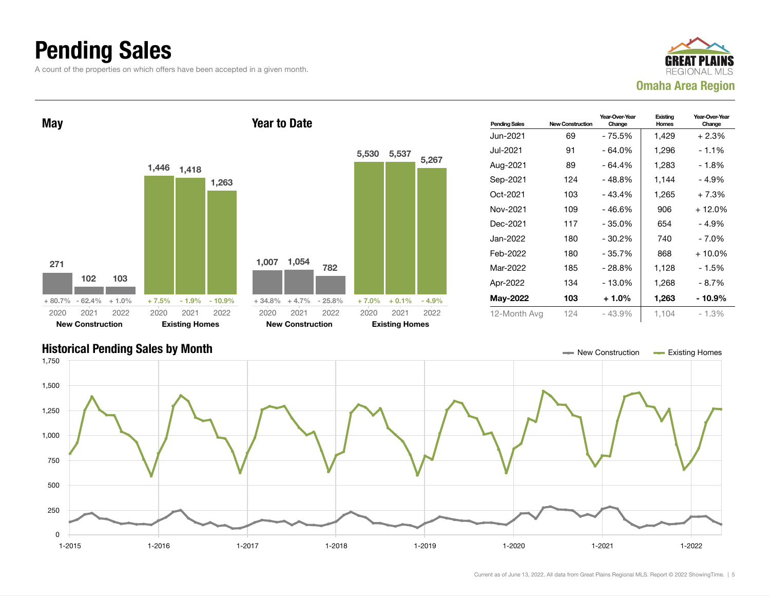# Pending Sales

A count of the properties on which offers have been accepted in a given month.

GREAT PLAINS REGIONAL MLS
Omaha Area Region

## May

| | 2020 | 2021 | 2022 |
|---|---|---|---|
| New Construction | 271 | 102 | 103 |
| Change | + 80.7% | - 62.4% | + 1.0% |
| Existing Homes | 1,446 | 1,418 | 1,263 |
| Change | + 7.5% | - 1.9% | - 10.9% |

## Year to Date

| | 2020 | 2021 | 2022 |
|---|---|---|---|
| New Construction | 1,007 | 1,054 | 782 |
| Change | + 34.8% | + 4.7% | - 25.8% |
| Existing Homes | 5,530 | 5,537 | 5,267 |
| Change | + 7.0% | + 0.1% | - 4.9% |

| Pending Sales | New Construction | Year-Over-Year Change | Existing Homes | Year-Over-Year Change |
|---|---|---|---|---|
| Jun-2021 | 69 | - 75.5% | 1,429 | + 2.3% |
| Jul-2021 | 91 | - 64.0% | 1,296 | - 1.1% |
| Aug-2021 | 89 | - 64.4% | 1,283 | - 1.8% |
| Sep-2021 | 124 | - 48.8% | 1,144 | - 4.9% |
| Oct-2021 | 103 | - 43.4% | 1,265 | + 7.3% |
| Nov-2021 | 109 | - 46.6% | 906 | + 12.0% |
| Dec-2021 | 117 | - 35.0% | 654 | - 4.9% |
| Jan-2022 | 180 | - 30.2% | 740 | - 7.0% |
| Feb-2022 | 180 | - 35.7% | 868 | + 10.0% |
| Mar-2022 | 185 | - 28.8% | 1,128 | - 1.5% |
| Apr-2022 | 134 | - 13.0% | 1,268 | - 8.7% |
| **May-2022** | **103** | **+ 1.0%** | **1,263** | **- 10.9%** |
| 12-Month Avg | 124 | - 43.9% | 1,104 | - 1.3% |

## Historical Pending Sales by Month

Legend: New Construction, Existing Homes

Current as of June 13, 2022. All data from Great Plains Regional MLS. Report © 2022 ShowingTime.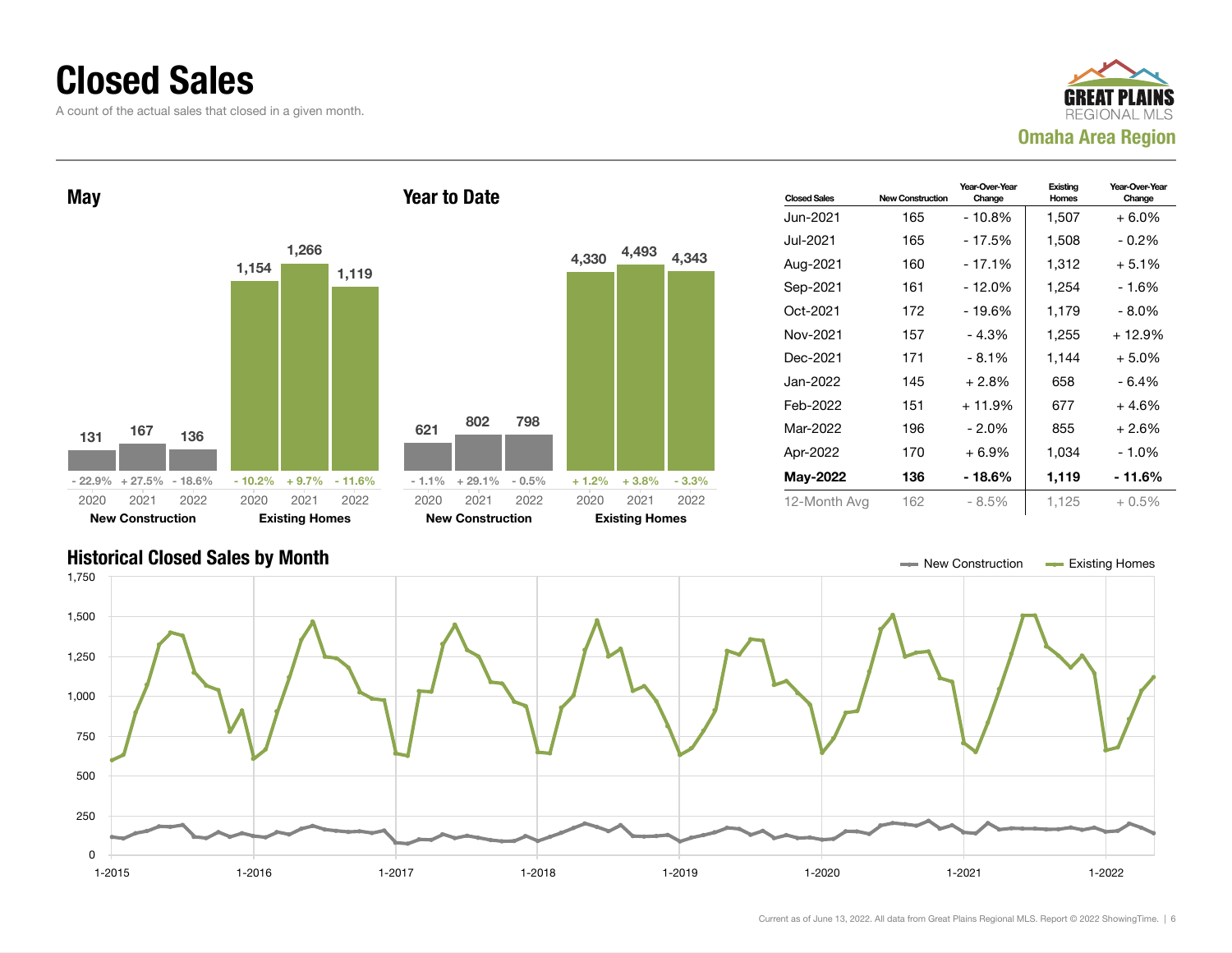# Closed Sales

A count of the actual sales that closed in a given month.

GREAT PLAINS REGIONAL MLS
**Omaha Area Region**

## May

| | 2020 | 2021 | 2022 |
|---|---|---|---|
| **New Construction** | 131 | 167 | 136 |
| Change | - 22.9% | + 27.5% | - 18.6% |
| **Existing Homes** | 1,154 | 1,266 | 1,119 |
| Change | - 10.2% | + 9.7% | - 11.6% |

## Year to Date

| | 2020 | 2021 | 2022 |
|---|---|---|---|
| **New Construction** | 621 | 802 | 798 |
| Change | - 1.1% | + 29.1% | - 0.5% |
| **Existing Homes** | 4,330 | 4,493 | 4,343 |
| Change | + 1.2% | + 3.8% | - 3.3% |

| Closed Sales | New Construction | Year-Over-Year Change | Existing Homes | Year-Over-Year Change |
|---|---|---|---|---|
| Jun-2021 | 165 | - 10.8% | 1,507 | + 6.0% |
| Jul-2021 | 165 | - 17.5% | 1,508 | - 0.2% |
| Aug-2021 | 160 | - 17.1% | 1,312 | + 5.1% |
| Sep-2021 | 161 | - 12.0% | 1,254 | - 1.6% |
| Oct-2021 | 172 | - 19.6% | 1,179 | - 8.0% |
| Nov-2021 | 157 | - 4.3% | 1,255 | + 12.9% |
| Dec-2021 | 171 | - 8.1% | 1,144 | + 5.0% |
| Jan-2022 | 145 | + 2.8% | 658 | - 6.4% |
| Feb-2022 | 151 | + 11.9% | 677 | + 4.6% |
| Mar-2022 | 196 | - 2.0% | 855 | + 2.6% |
| Apr-2022 | 170 | + 6.9% | 1,034 | - 1.0% |
| **May-2022** | **136** | **- 18.6%** | **1,119** | **- 11.6%** |
| 12-Month Avg | 162 | - 8.5% | 1,125 | + 0.5% |

## Historical Closed Sales by Month

Legend: New Construction, Existing Homes

Y-axis: 0, 250, 500, 750, 1,000, 1,250, 1,500, 1,750

X-axis: 1-2015, 1-2016, 1-2017, 1-2018, 1-2019, 1-2020, 1-2021, 1-2022

Current as of June 13, 2022. All data from Great Plains Regional MLS. Report © 2022 ShowingTime.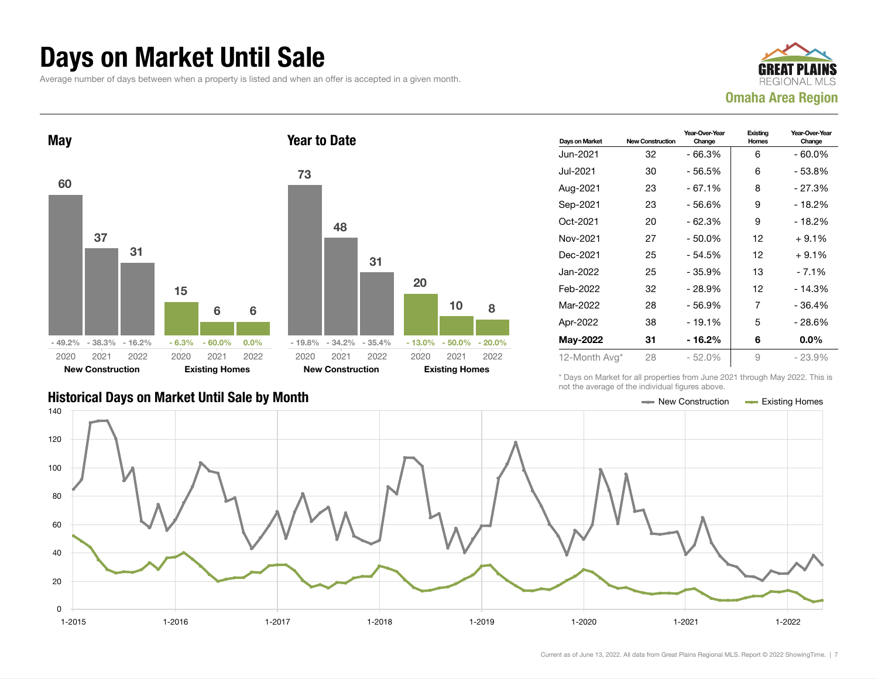# Days on Market Until Sale

Average number of days between when a property is listed and when an offer is accepted in a given month.

**GREAT PLAINS REGIONAL MLS**
**Omaha Area Region**

## May

| | 2020 | 2021 | 2022 |
|---|---|---|---|
| New Construction | 60 | 37 | 31 |
| Change | - 49.2% | - 38.3% | - 16.2% |
| Existing Homes | 15 | 6 | 6 |
| Change | - 6.3% | - 60.0% | 0.0% |

## Year to Date

| | 2020 | 2021 | 2022 |
|---|---|---|---|
| New Construction | 73 | 48 | 31 |
| Change | - 19.8% | - 34.2% | - 35.4% |
| Existing Homes | 20 | 10 | 8 |
| Change | - 13.0% | - 50.0% | - 20.0% |

| Days on Market | New Construction | Year-Over-Year Change | Existing Homes | Year-Over-Year Change |
|---|---|---|---|---|
| Jun-2021 | 32 | - 66.3% | 6 | - 60.0% |
| Jul-2021 | 30 | - 56.5% | 6 | - 53.8% |
| Aug-2021 | 23 | - 67.1% | 8 | - 27.3% |
| Sep-2021 | 23 | - 56.6% | 9 | - 18.2% |
| Oct-2021 | 20 | - 62.3% | 9 | - 18.2% |
| Nov-2021 | 27 | - 50.0% | 12 | + 9.1% |
| Dec-2021 | 25 | - 54.5% | 12 | + 9.1% |
| Jan-2022 | 25 | - 35.9% | 13 | - 7.1% |
| Feb-2022 | 32 | - 28.9% | 12 | - 14.3% |
| Mar-2022 | 28 | - 56.9% | 7 | - 36.4% |
| Apr-2022 | 38 | - 19.1% | 5 | - 28.6% |
| **May-2022** | **31** | **- 16.2%** | **6** | **0.0%** |
| 12-Month Avg* | 28 | - 52.0% | 9 | - 23.9% |

\* Days on Market for all properties from June 2021 through May 2022. This is not the average of the individual figures above.

## Historical Days on Market Until Sale by Month

New Construction — Existing Homes

Current as of June 13, 2022. All data from Great Plains Regional MLS. Report © 2022 ShowingTime.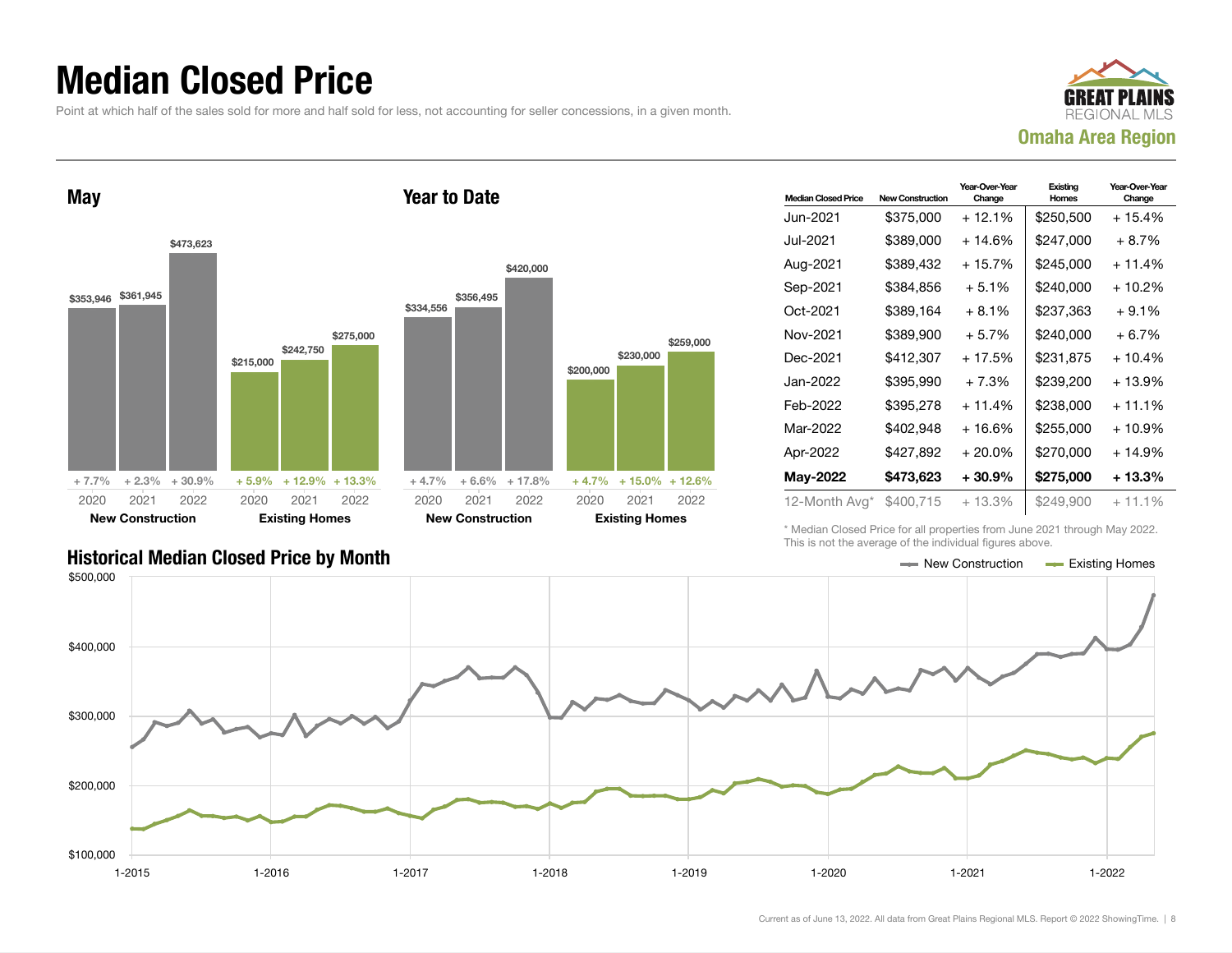# Median Closed Price

Point at which half of the sales sold for more and half sold for less, not accounting for seller concessions, in a given month.

**GREAT PLAINS REGIONAL MLS**
**Omaha Area Region**

## May

| | 2020 | 2021 | 2022 |
|---|---|---|---|
| New Construction | $353,946 (+ 7.7%) | $361,945 (+ 2.3%) | $473,623 (+ 30.9%) |
| Existing Homes | $215,000 (+ 5.9%) | $242,750 (+ 12.9%) | $275,000 (+ 13.3%) |

## Year to Date

| | 2020 | 2021 | 2022 |
|---|---|---|---|
| New Construction | $334,556 (+ 4.7%) | $356,495 (+ 6.6%) | $420,000 (+ 17.8%) |
| Existing Homes | $200,000 (+ 4.7%) | $230,000 (+ 15.0%) | $259,000 (+ 12.6%) |

| Median Closed Price | New Construction | Year-Over-Year Change | Existing Homes | Year-Over-Year Change |
|---|---|---|---|---|
| Jun-2021 | $375,000 | + 12.1% | $250,500 | + 15.4% |
| Jul-2021 | $389,000 | + 14.6% | $247,000 | + 8.7% |
| Aug-2021 | $389,432 | + 15.7% | $245,000 | + 11.4% |
| Sep-2021 | $384,856 | + 5.1% | $240,000 | + 10.2% |
| Oct-2021 | $389,164 | + 8.1% | $237,363 | + 9.1% |
| Nov-2021 | $389,900 | + 5.7% | $240,000 | + 6.7% |
| Dec-2021 | $412,307 | + 17.5% | $231,875 | + 10.4% |
| Jan-2022 | $395,990 | + 7.3% | $239,200 | + 13.9% |
| Feb-2022 | $395,278 | + 11.4% | $238,000 | + 11.1% |
| Mar-2022 | $402,948 | + 16.6% | $255,000 | + 10.9% |
| Apr-2022 | $427,892 | + 20.0% | $270,000 | + 14.9% |
| **May-2022** | **$473,623** | **+ 30.9%** | **$275,000** | **+ 13.3%** |
| 12-Month Avg* | $400,715 | + 13.3% | $249,900 | + 11.1% |

\* Median Closed Price for all properties from June 2021 through May 2022. This is not the average of the individual figures above.

## Historical Median Closed Price by Month

New Construction — Existing Homes

Current as of June 13, 2022. All data from Great Plains Regional MLS. Report © 2022 ShowingTime.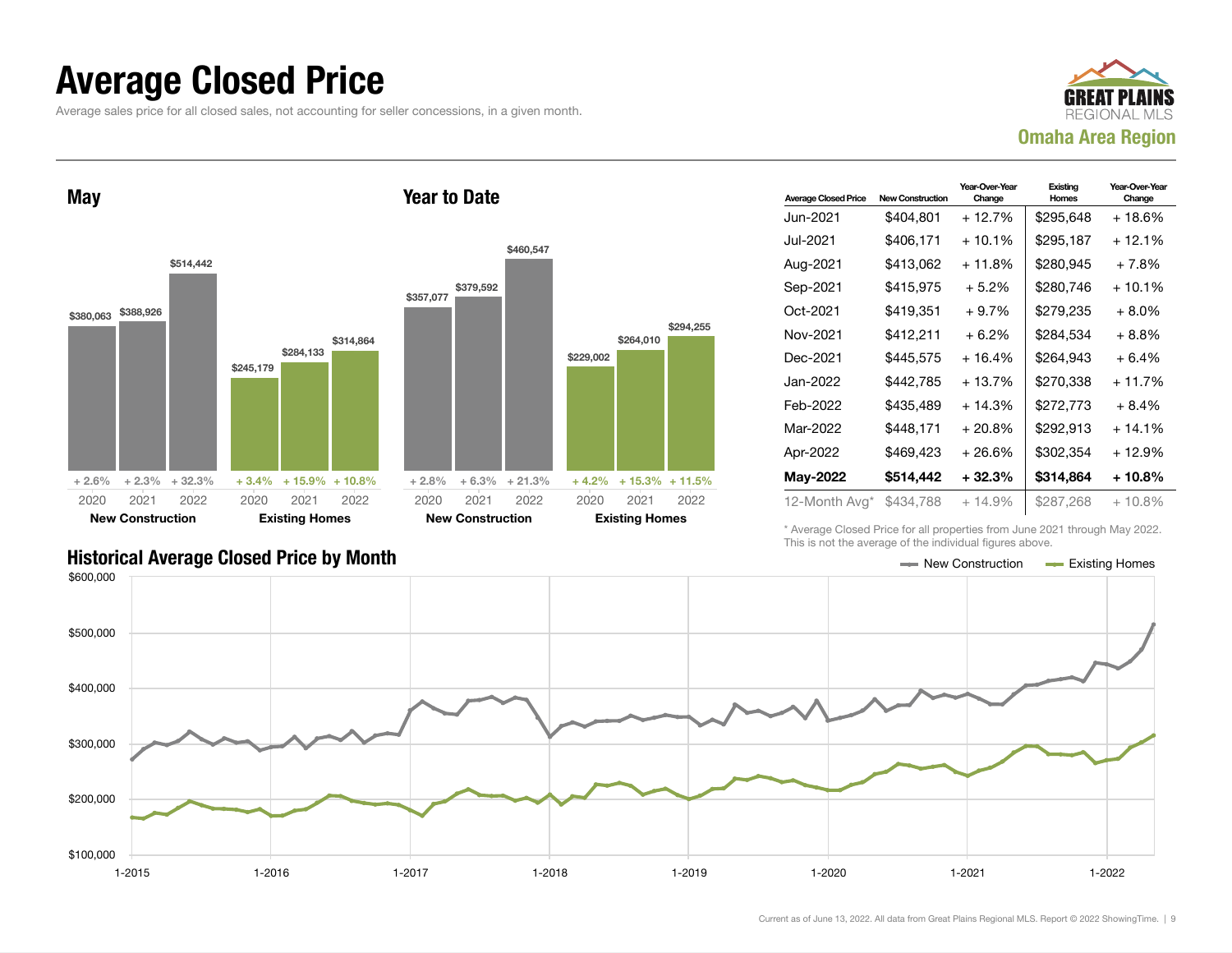# Average Closed Price

Average sales price for all closed sales, not accounting for seller concessions, in a given month.

GREAT PLAINS REGIONAL MLS

**Omaha Area Region**

## May

| | 2020 | 2021 | 2022 |
|---|---|---|---|
| New Construction | $380,063 | $388,926 | $514,442 |
| Change | + 2.6% | + 2.3% | + 32.3% |
| Existing Homes | $245,179 | $284,133 | $314,864 |
| Change | + 3.4% | + 15.9% | + 10.8% |

## Year to Date

| | 2020 | 2021 | 2022 |
|---|---|---|---|
| New Construction | $357,077 | $379,592 | $460,547 |
| Change | + 2.8% | + 6.3% | + 21.3% |
| Existing Homes | $229,002 | $264,010 | $294,255 |
| Change | + 4.2% | + 15.3% | + 11.5% |

| Average Closed Price | New Construction | Year-Over-Year Change | Existing Homes | Year-Over-Year Change |
|---|---|---|---|---|
| Jun-2021 | $404,801 | + 12.7% | $295,648 | + 18.6% |
| Jul-2021 | $406,171 | + 10.1% | $295,187 | + 12.1% |
| Aug-2021 | $413,062 | + 11.8% | $280,945 | + 7.8% |
| Sep-2021 | $415,975 | + 5.2% | $280,746 | + 10.1% |
| Oct-2021 | $419,351 | + 9.7% | $279,235 | + 8.0% |
| Nov-2021 | $412,211 | + 6.2% | $284,534 | + 8.8% |
| Dec-2021 | $445,575 | + 16.4% | $264,943 | + 6.4% |
| Jan-2022 | $442,785 | + 13.7% | $270,338 | + 11.7% |
| Feb-2022 | $435,489 | + 14.3% | $272,773 | + 8.4% |
| Mar-2022 | $448,171 | + 20.8% | $292,913 | + 14.1% |
| Apr-2022 | $469,423 | + 26.6% | $302,354 | + 12.9% |
| **May-2022** | **$514,442** | **+ 32.3%** | **$314,864** | **+ 10.8%** |
| 12-Month Avg* | $434,788 | + 14.9% | $287,268 | + 10.8% |

\* Average Closed Price for all properties from June 2021 through May 2022. This is not the average of the individual figures above.

## Historical Average Closed Price by Month

Current as of June 13, 2022. All data from Great Plains Regional MLS. Report © 2022 ShowingTime.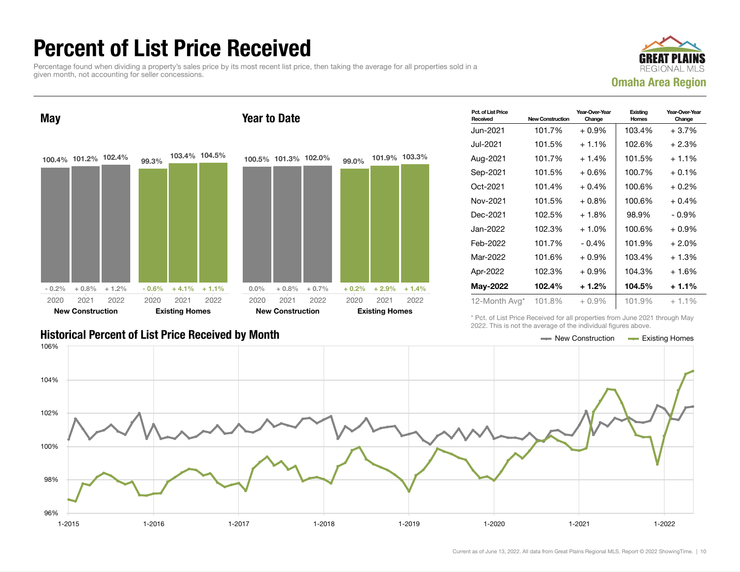# Percent of List Price Received

Percentage found when dividing a property's sales price by its most recent list price, then taking the average for all properties sold in a given month, not accounting for seller concessions.

**GREAT PLAINS REGIONAL MLS**
**Omaha Area Region**

## May

| | 2020 | 2021 | 2022 |
|---|---|---|---|
| New Construction | 100.4% | 101.2% | 102.4% |
| Year-Over-Year Change | - 0.2% | + 0.8% | + 1.2% |
| Existing Homes | 99.3% | 103.4% | 104.5% |
| Year-Over-Year Change | - 0.6% | + 4.1% | + 1.1% |

## Year to Date

| | 2020 | 2021 | 2022 |
|---|---|---|---|
| New Construction | 100.5% | 101.3% | 102.0% |
| Year-Over-Year Change | 0.0% | + 0.8% | + 0.7% |
| Existing Homes | 99.0% | 101.9% | 103.3% |
| Year-Over-Year Change | + 0.2% | + 2.9% | + 1.4% |

| Pct. of List Price Received | New Construction | Year-Over-Year Change | Existing Homes | Year-Over-Year Change |
|---|---|---|---|---|
| Jun-2021 | 101.7% | + 0.9% | 103.4% | + 3.7% |
| Jul-2021 | 101.5% | + 1.1% | 102.6% | + 2.3% |
| Aug-2021 | 101.7% | + 1.4% | 101.5% | + 1.1% |
| Sep-2021 | 101.5% | + 0.6% | 100.7% | + 0.1% |
| Oct-2021 | 101.4% | + 0.4% | 100.6% | + 0.2% |
| Nov-2021 | 101.5% | + 0.8% | 100.6% | + 0.4% |
| Dec-2021 | 102.5% | + 1.8% | 98.9% | - 0.9% |
| Jan-2022 | 102.3% | + 1.0% | 100.6% | + 0.9% |
| Feb-2022 | 101.7% | - 0.4% | 101.9% | + 2.0% |
| Mar-2022 | 101.6% | + 0.9% | 103.4% | + 1.3% |
| Apr-2022 | 102.3% | + 0.9% | 104.3% | + 1.6% |
| **May-2022** | **102.4%** | **+ 1.2%** | **104.5%** | **+ 1.1%** |
| 12-Month Avg* | 101.8% | + 0.9% | 101.9% | + 1.1% |

\* Pct. of List Price Received for all properties from June 2021 through May 2022. This is not the average of the individual figures above.

## Historical Percent of List Price Received by Month

New Construction — Existing Homes

Current as of June 13, 2022. All data from Great Plains Regional MLS. Report © 2022 ShowingTime.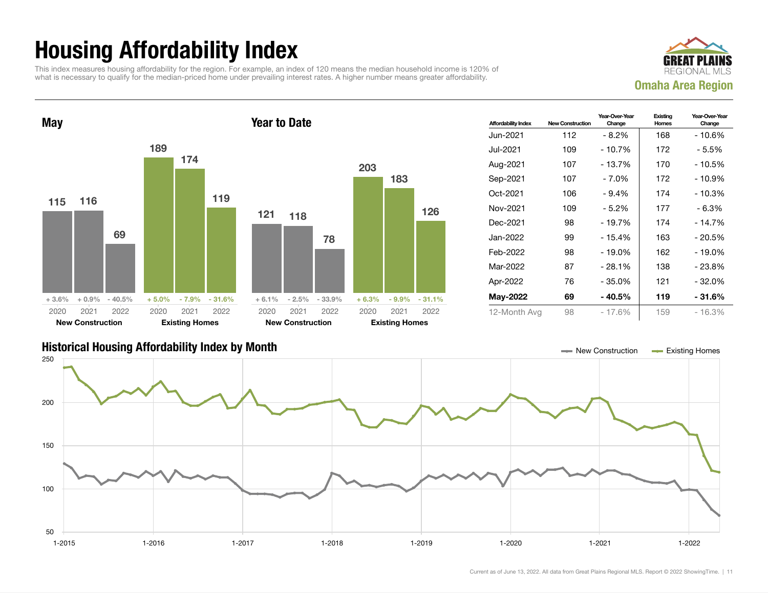# Housing Affordability Index

This index measures housing affordability for the region. For example, an index of 120 means the median household income is 120% of what is necessary to qualify for the median-priced home under prevailing interest rates. A higher number means greater affordability.

**GREAT PLAINS REGIONAL MLS**

**Omaha Area Region**

## May

| | 2020 | 2021 | 2022 |
|---|---|---|---|
| New Construction | 115 | 116 | 69 |
| Change | + 3.6% | + 0.9% | - 40.5% |
| Existing Homes | 189 | 174 | 119 |
| Change | + 5.0% | - 7.9% | - 31.6% |

## Year to Date

| | 2020 | 2021 | 2022 |
|---|---|---|---|
| New Construction | 121 | 118 | 78 |
| Change | + 6.1% | - 2.5% | - 33.9% |
| Existing Homes | 203 | 183 | 126 |
| Change | + 6.3% | - 9.9% | - 31.1% |

| Affordability Index | New Construction | Year-Over-Year Change | Existing Homes | Year-Over-Year Change |
|---|---|---|---|---|
| Jun-2021 | 112 | - 8.2% | 168 | - 10.6% |
| Jul-2021 | 109 | - 10.7% | 172 | - 5.5% |
| Aug-2021 | 107 | - 13.7% | 170 | - 10.5% |
| Sep-2021 | 107 | - 7.0% | 172 | - 10.9% |
| Oct-2021 | 106 | - 9.4% | 174 | - 10.3% |
| Nov-2021 | 109 | - 5.2% | 177 | - 6.3% |
| Dec-2021 | 98 | - 19.7% | 174 | - 14.7% |
| Jan-2022 | 99 | - 15.4% | 163 | - 20.5% |
| Feb-2022 | 98 | - 19.0% | 162 | - 19.0% |
| Mar-2022 | 87 | - 28.1% | 138 | - 23.8% |
| Apr-2022 | 76 | - 35.0% | 121 | - 32.0% |
| **May-2022** | **69** | **- 40.5%** | **119** | **- 31.6%** |
| 12-Month Avg | 98 | - 17.6% | 159 | - 16.3% |

## Historical Housing Affordability Index by Month

New Construction — Existing Homes

Current as of June 13, 2022. All data from Great Plains Regional MLS. Report © 2022 ShowingTime.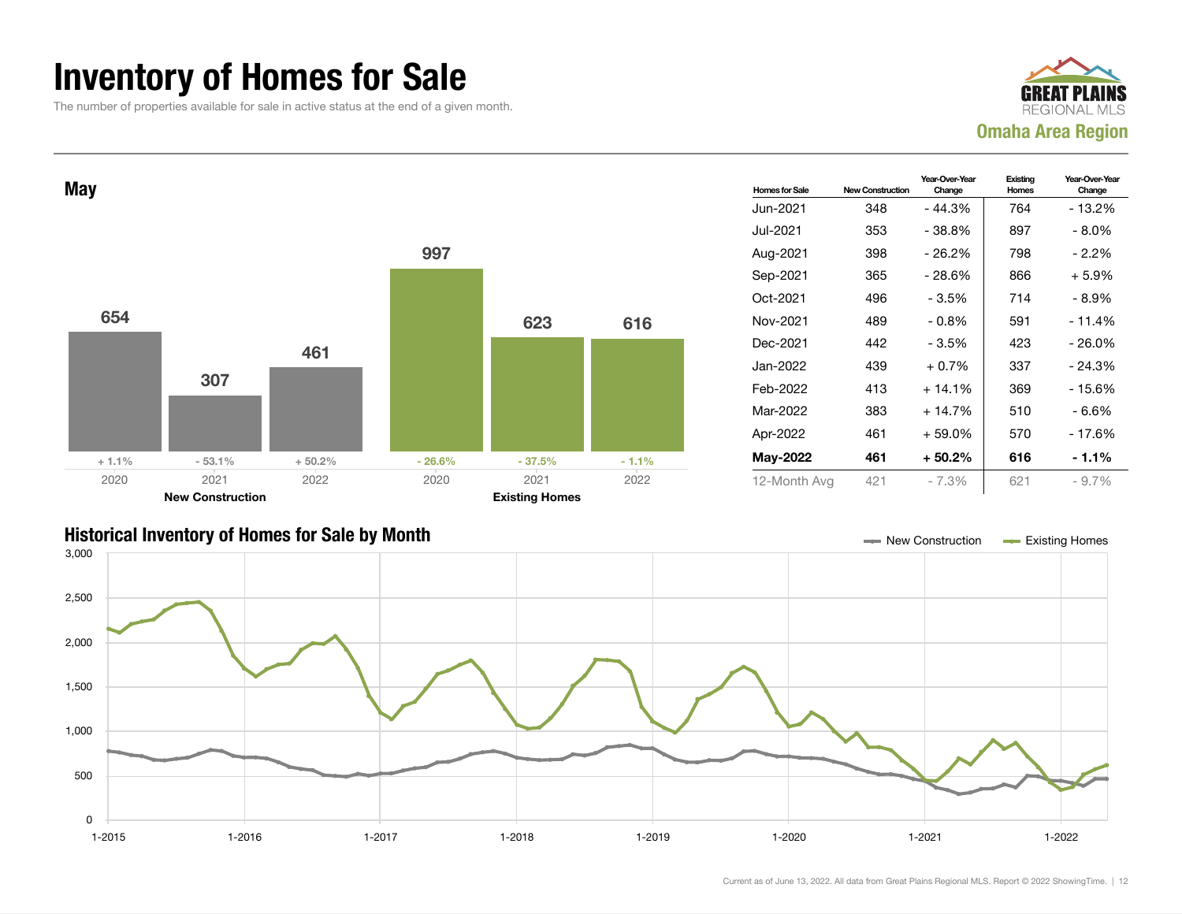# Inventory of Homes for Sale

The number of properties available for sale in active status at the end of a given month.

GREAT PLAINS REGIONAL MLS

**Omaha Area Region**

## May

| | 2020 | 2021 | 2022 |
|---|---|---|---|
| **New Construction** | 654 | 307 | 461 |
| | + 1.1% | - 53.1% | + 50.2% |
| **Existing Homes** | 997 | 623 | 616 |
| | - 26.6% | - 37.5% | - 1.1% |

| Homes for Sale | New Construction | Year-Over-Year Change | Existing Homes | Year-Over-Year Change |
|---|---|---|---|---|
| Jun-2021 | 348 | - 44.3% | 764 | - 13.2% |
| Jul-2021 | 353 | - 38.8% | 897 | - 8.0% |
| Aug-2021 | 398 | - 26.2% | 798 | - 2.2% |
| Sep-2021 | 365 | - 28.6% | 866 | + 5.9% |
| Oct-2021 | 496 | - 3.5% | 714 | - 8.9% |
| Nov-2021 | 489 | - 0.8% | 591 | - 11.4% |
| Dec-2021 | 442 | - 3.5% | 423 | - 26.0% |
| Jan-2022 | 439 | + 0.7% | 337 | - 24.3% |
| Feb-2022 | 413 | + 14.1% | 369 | - 15.6% |
| Mar-2022 | 383 | + 14.7% | 510 | - 6.6% |
| Apr-2022 | 461 | + 59.0% | 570 | - 17.6% |
| **May-2022** | **461** | **+ 50.2%** | **616** | **- 1.1%** |
| 12-Month Avg | 421 | - 7.3% | 621 | - 9.7% |

## Historical Inventory of Homes for Sale by Month

New Construction — Existing Homes

Current as of June 13, 2022. All data from Great Plains Regional MLS. Report © 2022 ShowingTime.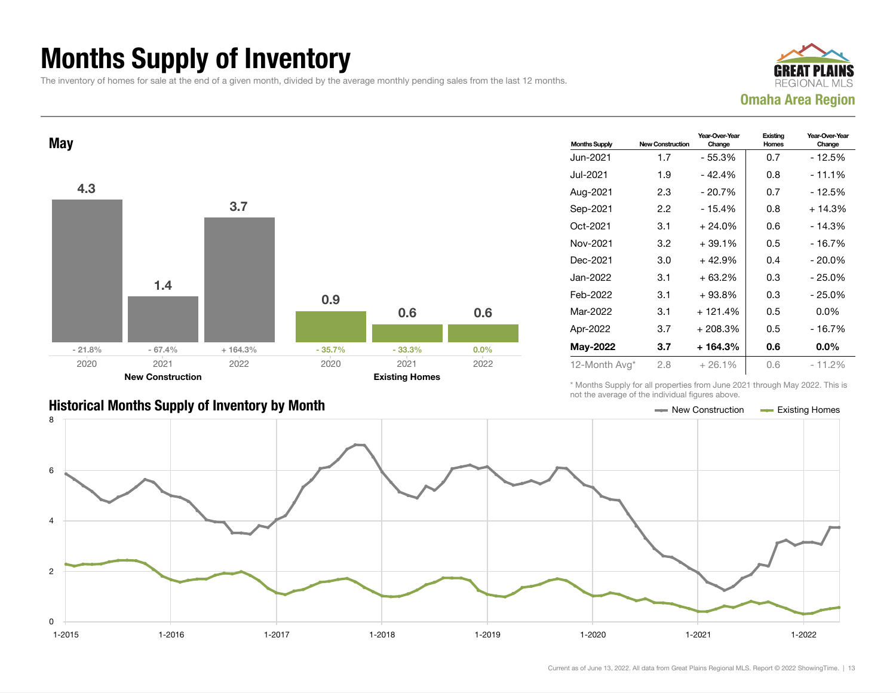# Months Supply of Inventory

The inventory of homes for sale at the end of a given month, divided by the average monthly pending sales from the last 12 months.

GREAT PLAINS REGIONAL MLS

**Omaha Area Region**

## May

| | 2020 | 2021 | 2022 |
|---|---|---|---|
| **New Construction** | 4.3 | 1.4 | 3.7 |
| Change | - 21.8% | - 67.4% | + 164.3% |
| **Existing Homes** | 0.9 | 0.6 | 0.6 |
| Change | - 35.7% | - 33.3% | 0.0% |

| Months Supply | New Construction | Year-Over-Year Change | Existing Homes | Year-Over-Year Change |
|---|---|---|---|---|
| Jun-2021 | 1.7 | - 55.3% | 0.7 | - 12.5% |
| Jul-2021 | 1.9 | - 42.4% | 0.8 | - 11.1% |
| Aug-2021 | 2.3 | - 20.7% | 0.7 | - 12.5% |
| Sep-2021 | 2.2 | - 15.4% | 0.8 | + 14.3% |
| Oct-2021 | 3.1 | + 24.0% | 0.6 | - 14.3% |
| Nov-2021 | 3.2 | + 39.1% | 0.5 | - 16.7% |
| Dec-2021 | 3.0 | + 42.9% | 0.4 | - 20.0% |
| Jan-2022 | 3.1 | + 63.2% | 0.3 | - 25.0% |
| Feb-2022 | 3.1 | + 93.8% | 0.3 | - 25.0% |
| Mar-2022 | 3.1 | + 121.4% | 0.5 | 0.0% |
| Apr-2022 | 3.7 | + 208.3% | 0.5 | - 16.7% |
| **May-2022** | **3.7** | **+ 164.3%** | **0.6** | **0.0%** |
| 12-Month Avg* | 2.8 | + 26.1% | 0.6 | - 11.2% |

\* Months Supply for all properties from June 2021 through May 2022. This is not the average of the individual figures above.

## Historical Months Supply of Inventory by Month

Legend: New Construction, Existing Homes

Y-axis: 0, 2, 4, 6, 8
X-axis: 1-2015, 1-2016, 1-2017, 1-2018, 1-2019, 1-2020, 1-2021, 1-2022

Current as of June 13, 2022. All data from Great Plains Regional MLS. Report © 2022 ShowingTime.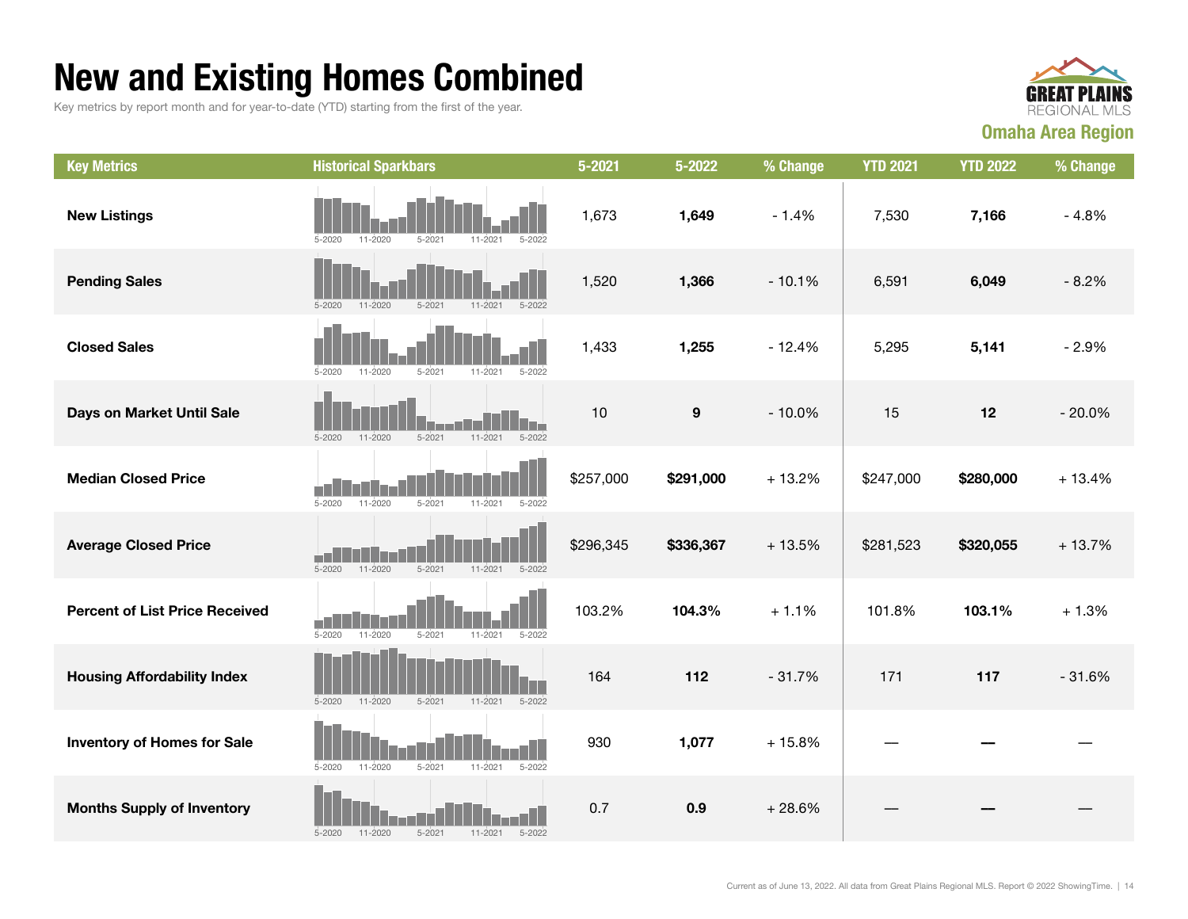# New and Existing Homes Combined

Key metrics by report month and for year-to-date (YTD) starting from the first of the year.

GREAT PLAINS REGIONAL MLS

**Omaha Area Region**

| Key Metrics | Historical Sparkbars | 5-2021 | 5-2022 | % Change | YTD 2021 | YTD 2022 | % Change |
|---|---|---|---|---|---|---|---|
| **New Listings** | 5-2020 11-2020 5-2021 11-2021 5-2022 | 1,673 | **1,649** | - 1.4% | 7,530 | **7,166** | - 4.8% |
| **Pending Sales** | 5-2020 11-2020 5-2021 11-2021 5-2022 | 1,520 | **1,366** | - 10.1% | 6,591 | **6,049** | - 8.2% |
| **Closed Sales** | 5-2020 11-2020 5-2021 11-2021 5-2022 | 1,433 | **1,255** | - 12.4% | 5,295 | **5,141** | - 2.9% |
| **Days on Market Until Sale** | 5-2020 11-2020 5-2021 11-2021 5-2022 | 10 | **9** | - 10.0% | 15 | **12** | - 20.0% |
| **Median Closed Price** | 5-2020 11-2020 5-2021 11-2021 5-2022 | $257,000 | **$291,000** | + 13.2% | $247,000 | **$280,000** | + 13.4% |
| **Average Closed Price** | 5-2020 11-2020 5-2021 11-2021 5-2022 | $296,345 | **$336,367** | + 13.5% | $281,523 | **$320,055** | + 13.7% |
| **Percent of List Price Received** | 5-2020 11-2020 5-2021 11-2021 5-2022 | 103.2% | **104.3%** | + 1.1% | 101.8% | **103.1%** | + 1.3% |
| **Housing Affordability Index** | 5-2020 11-2020 5-2021 11-2021 5-2022 | 164 | **112** | - 31.7% | 171 | **117** | - 31.6% |
| **Inventory of Homes for Sale** | 5-2020 11-2020 5-2021 11-2021 5-2022 | 930 | **1,077** | + 15.8% | — | **—** | — |
| **Months Supply of Inventory** | 5-2020 11-2020 5-2021 11-2021 5-2022 | 0.7 | **0.9** | + 28.6% | — | **—** | — |

Current as of June 13, 2022. All data from Great Plains Regional MLS. Report © 2022 ShowingTime.